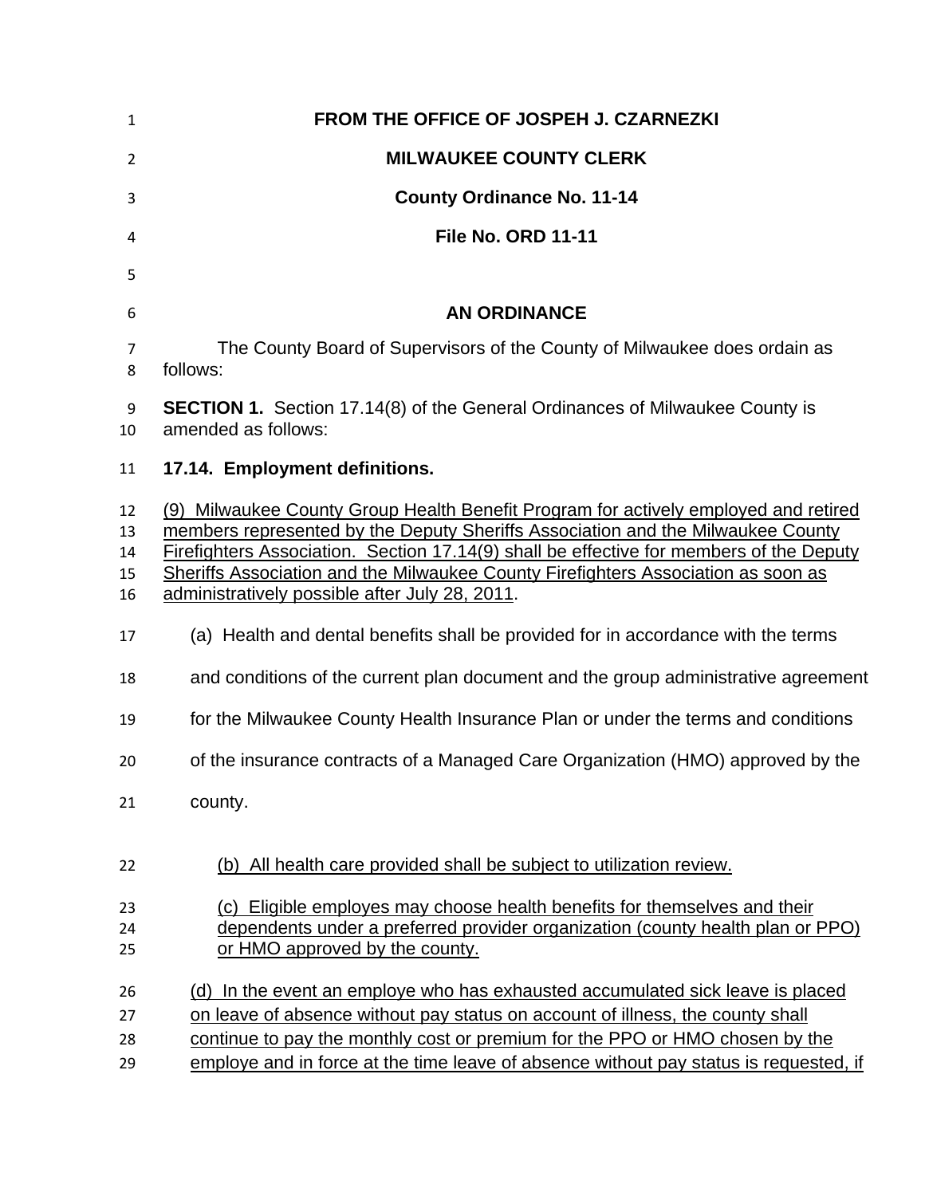**FROM THE OFFICE OF JOSPEH J. CZARNEZKI**

**MILWAUKEE COUNTY CLERK**

**County Ordinance No. 11-14**

**File No. ORD 11-11**

**AN ORDINANCE**

The County Board of Supervisors of the County of Milwaukee does ordain as follows:

**SECTION 1.** Section 17.14(8) of the General Ordinances of Milwaukee County is amended as follows:

**17.14. Employment definitions.**

(9) Milwaukee County Group Health Benefit Program for actively employed and retired members represented by the Deputy Sheriffs Association and the Milwaukee County Firefighters Association. Section 17.14(9) shall be effective for members of the Deputy Sheriffs Association and the Milwaukee County Firefighters Association as soon as administratively possible after July 28, 2011.

(a) Health and dental benefits shall be provided for in accordance with the terms and conditions of the current plan document and the group administrative agreement for the Milwaukee County Health Insurance Plan or under the terms and conditions of the insurance contracts of a Managed Care Organization (HMO) approved by the county.

(b) All health care provided shall be subject to utilization review.

(c) Eligible employes may choose health benefits for themselves and their dependents under a preferred provider organization (county health plan or PPO) or HMO approved by the county.

(d) In the event an employe who has exhausted accumulated sick leave is placed on leave of absence without pay status on account of illness, the county shall continue to pay the monthly cost or premium for the PPO or HMO chosen by the employe and in force at the time leave of absence without pay status is requested, if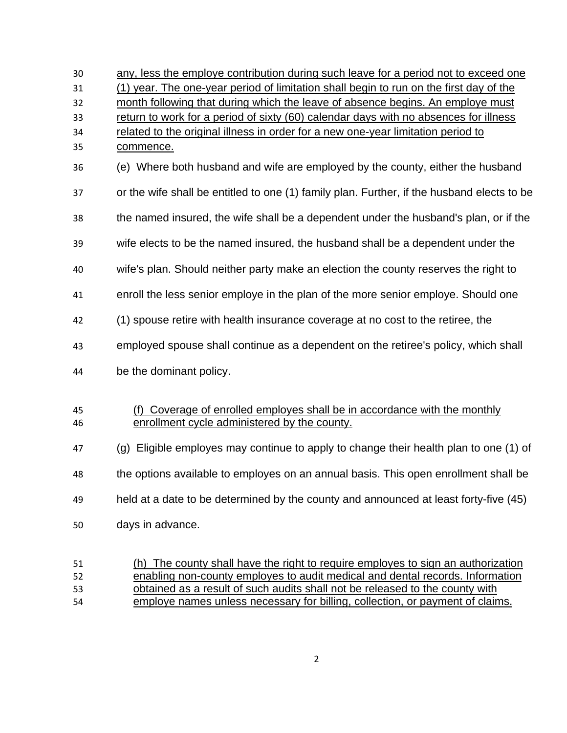any, less the employe contribution during such leave for a period not to exceed one (1) year. The one-year period of limitation shall begin to run on the first day of the month following that during which the leave of absence begins. An employe must return to work for a period of sixty (60) calendar days with no absences for illness related to the original illness in order for a new one-year limitation period to commence.

(e) Where both husband and wife are employed by the county, either the husband or the wife shall be entitled to one (1) family plan. Further, if the husband elects to be the named insured, the wife shall be a dependent under the husband's plan, or if the wife elects to be the named insured, the husband shall be a dependent under the wife's plan. Should neither party make an election the county reserves the right to enroll the less senior employe in the plan of the more senior employe. Should one (1) spouse retire with health insurance coverage at no cost to the retiree, the employed spouse shall continue as a dependent on the retiree's policy, which shall be the dominant policy.

(f) Coverage of enrolled employes shall be in accordance with the monthly enrollment cycle administered by the county.

(g) Eligible employes may continue to apply to change their health plan to one (1) of the options available to employes on an annual basis. This open enrollment shall be held at a date to be determined by the county and announced at least forty-five (45) days in advance.

(h) The county shall have the right to require employes to sign an authorization enabling non-county employes to audit medical and dental records. Information obtained as a result of such audits shall not be released to the county with employe names unless necessary for billing, collection, or payment of claims.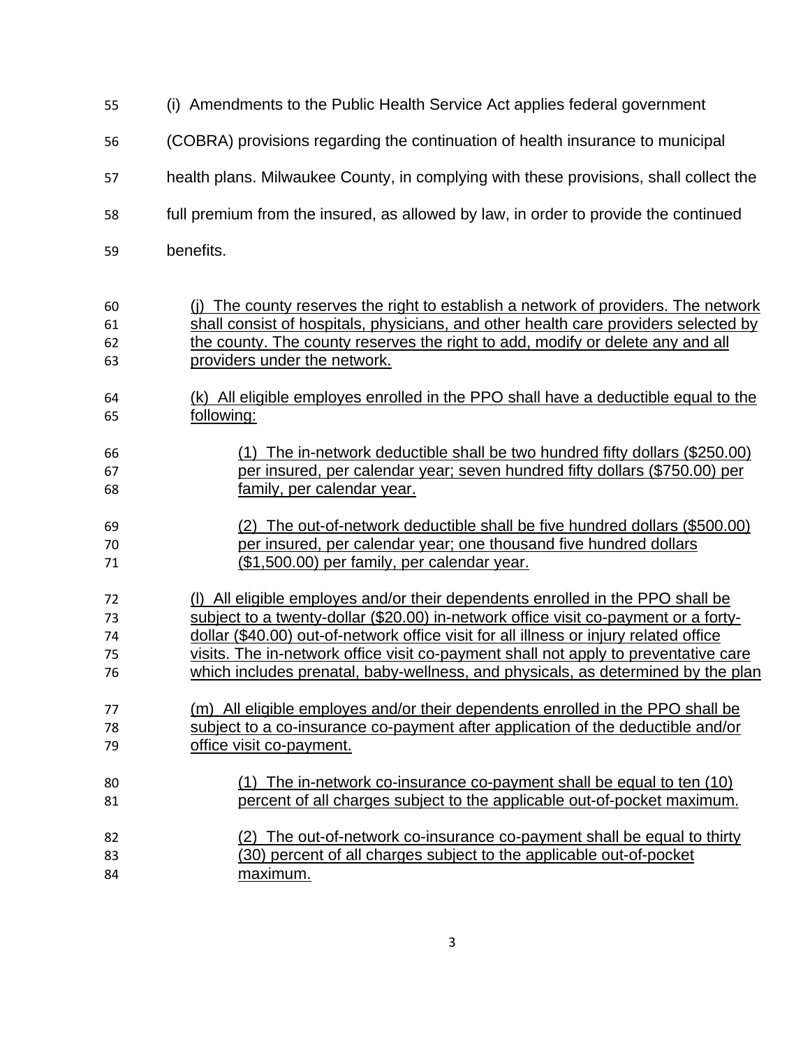(i) Amendments to the Public Health Service Act applies federal government (COBRA) provisions regarding the continuation of health insurance to municipal health plans. Milwaukee County, in complying with these provisions, shall collect the full premium from the insured, as allowed by law, in order to provide the continued benefits.

<u>(j) The county reserves the right to establish a network of providers. The network shall consist of hospitals, physicians, and other health care providers selected by the county. The county reserves the right to add, modify or delete any and all providers under the network.</u>

<u>(k) All eligible employes enrolled in the PPO shall have a deductible equal to the following:</u>

<u>(1) The in-network deductible shall be two hundred fifty dollars ($250.00) per insured, per calendar year; seven hundred fifty dollars ($750.00) per family, per calendar year.</u>

<u>(2) The out-of-network deductible shall be five hundred dollars ($500.00) per insured, per calendar year; one thousand five hundred dollars ($1,500.00) per family, per calendar year.</u>

<u>(l) All eligible employes and/or their dependents enrolled in the PPO shall be subject to a twenty-dollar ($20.00) in-network office visit co-payment or a forty-dollar ($40.00) out-of-network office visit for all illness or injury related office visits. The in-network office visit co-payment shall not apply to preventative care which includes prenatal, baby-wellness, and physicals, as determined by the plan</u>

<u>(m) All eligible employes and/or their dependents enrolled in the PPO shall be subject to a co-insurance co-payment after application of the deductible and/or office visit co-payment.</u>

<u>(1) The in-network co-insurance co-payment shall be equal to ten (10) percent of all charges subject to the applicable out-of-pocket maximum.</u>

<u>(2) The out-of-network co-insurance co-payment shall be equal to thirty (30) percent of all charges subject to the applicable out-of-pocket maximum.</u>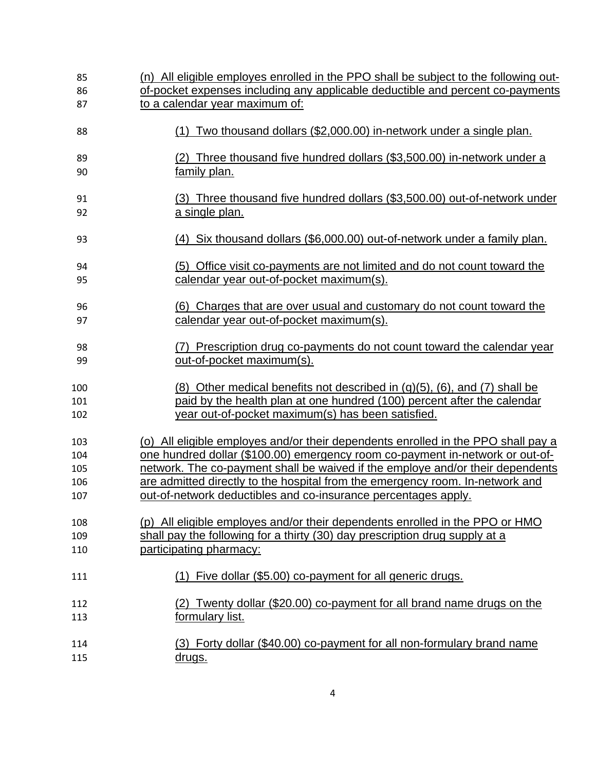(n) All eligible employes enrolled in the PPO shall be subject to the following out-of-pocket expenses including any applicable deductible and percent co-payments to a calendar year maximum of:

(1) Two thousand dollars ($2,000.00) in-network under a single plan.

(2) Three thousand five hundred dollars ($3,500.00) in-network under a family plan.

(3) Three thousand five hundred dollars ($3,500.00) out-of-network under a single plan.

(4) Six thousand dollars ($6,000.00) out-of-network under a family plan.

(5) Office visit co-payments are not limited and do not count toward the calendar year out-of-pocket maximum(s).

(6) Charges that are over usual and customary do not count toward the calendar year out-of-pocket maximum(s).

(7) Prescription drug co-payments do not count toward the calendar year out-of-pocket maximum(s).

(8) Other medical benefits not described in (q)(5), (6), and (7) shall be paid by the health plan at one hundred (100) percent after the calendar year out-of-pocket maximum(s) has been satisfied.

(o) All eligible employes and/or their dependents enrolled in the PPO shall pay a one hundred dollar ($100.00) emergency room co-payment in-network or out-of-network. The co-payment shall be waived if the employe and/or their dependents are admitted directly to the hospital from the emergency room. In-network and out-of-network deductibles and co-insurance percentages apply.

(p) All eligible employes and/or their dependents enrolled in the PPO or HMO shall pay the following for a thirty (30) day prescription drug supply at a participating pharmacy:

(1) Five dollar ($5.00) co-payment for all generic drugs.

(2) Twenty dollar ($20.00) co-payment for all brand name drugs on the formulary list.

(3) Forty dollar ($40.00) co-payment for all non-formulary brand name drugs.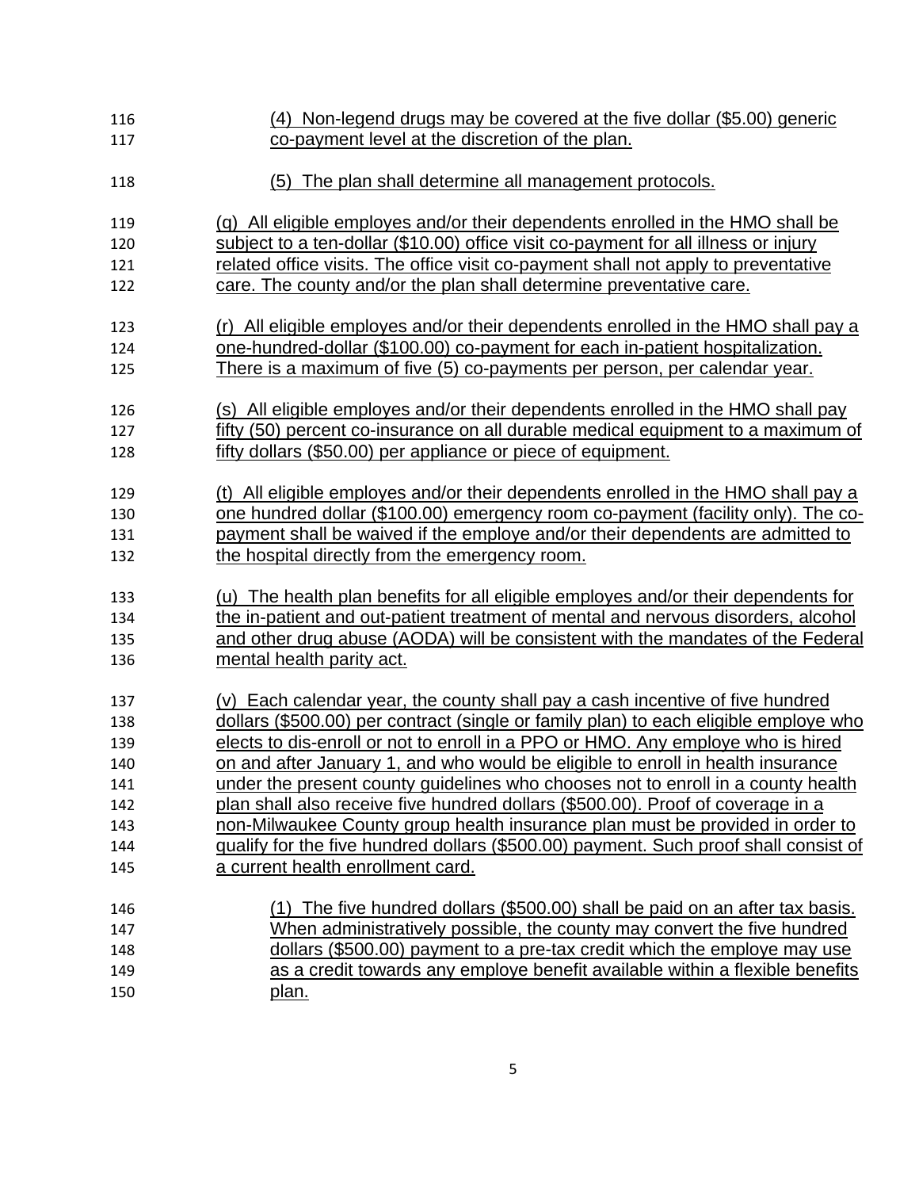(4) Non-legend drugs may be covered at the five dollar ($5.00) generic co-payment level at the discretion of the plan.

(5) The plan shall determine all management protocols.

(q) All eligible employes and/or their dependents enrolled in the HMO shall be subject to a ten-dollar ($10.00) office visit co-payment for all illness or injury related office visits. The office visit co-payment shall not apply to preventative care. The county and/or the plan shall determine preventative care.

(r) All eligible employes and/or their dependents enrolled in the HMO shall pay a one-hundred-dollar ($100.00) co-payment for each in-patient hospitalization. There is a maximum of five (5) co-payments per person, per calendar year.

(s) All eligible employes and/or their dependents enrolled in the HMO shall pay fifty (50) percent co-insurance on all durable medical equipment to a maximum of fifty dollars ($50.00) per appliance or piece of equipment.

(t) All eligible employes and/or their dependents enrolled in the HMO shall pay a one hundred dollar ($100.00) emergency room co-payment (facility only). The co-payment shall be waived if the employe and/or their dependents are admitted to the hospital directly from the emergency room.

(u) The health plan benefits for all eligible employes and/or their dependents for the in-patient and out-patient treatment of mental and nervous disorders, alcohol and other drug abuse (AODA) will be consistent with the mandates of the Federal mental health parity act.

(v) Each calendar year, the county shall pay a cash incentive of five hundred dollars ($500.00) per contract (single or family plan) to each eligible employe who elects to dis-enroll or not to enroll in a PPO or HMO. Any employe who is hired on and after January 1, and who would be eligible to enroll in health insurance under the present county guidelines who chooses not to enroll in a county health plan shall also receive five hundred dollars ($500.00). Proof of coverage in a non-Milwaukee County group health insurance plan must be provided in order to qualify for the five hundred dollars ($500.00) payment. Such proof shall consist of a current health enrollment card.

(1) The five hundred dollars ($500.00) shall be paid on an after tax basis. When administratively possible, the county may convert the five hundred dollars ($500.00) payment to a pre-tax credit which the employe may use as a credit towards any employe benefit available within a flexible benefits plan.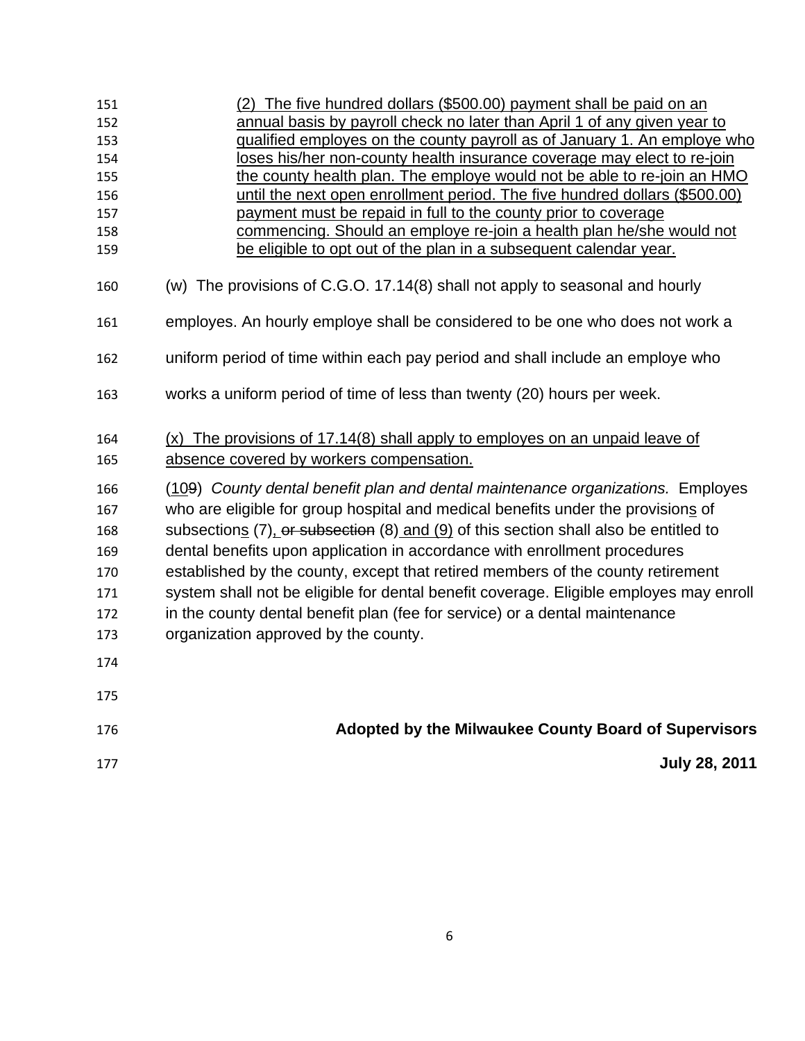(2) The five hundred dollars ($500.00) payment shall be paid on an annual basis by payroll check no later than April 1 of any given year to qualified employes on the county payroll as of January 1. An employe who loses his/her non-county health insurance coverage may elect to re-join the county health plan. The employe would not be able to re-join an HMO until the next open enrollment period. The five hundred dollars ($500.00) payment must be repaid in full to the county prior to coverage commencing. Should an employe re-join a health plan he/she would not be eligible to opt out of the plan in a subsequent calendar year.

(w) The provisions of C.G.O. 17.14(8) shall not apply to seasonal and hourly employes. An hourly employe shall be considered to be one who does not work a uniform period of time within each pay period and shall include an employe who works a uniform period of time of less than twenty (20) hours per week.

(x) The provisions of 17.14(8) shall apply to employes on an unpaid leave of absence covered by workers compensation.

(10~~9~~) *County dental benefit plan and dental maintenance organizations.* Employes who are eligible for group hospital and medical benefits under the provisions of subsections (7), ~~or subsection~~ (8) and (9) of this section shall also be entitled to dental benefits upon application in accordance with enrollment procedures established by the county, except that retired members of the county retirement system shall not be eligible for dental benefit coverage. Eligible employes may enroll in the county dental benefit plan (fee for service) or a dental maintenance organization approved by the county.

**Adopted by the Milwaukee County Board of Supervisors**

**July 28, 2011**